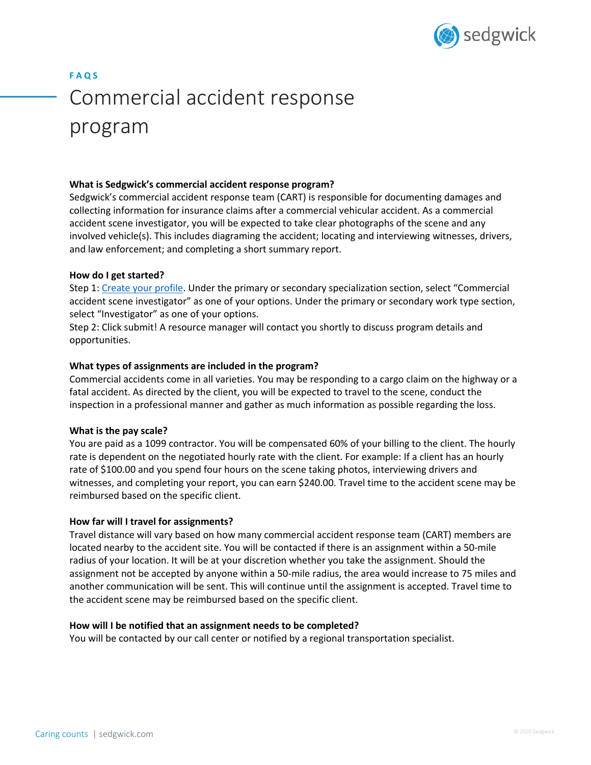FAQS

# Commercial accident response program

**What is Sedgwick's commercial accident response program?**

Sedgwick's commercial accident response team (CART) is responsible for documenting damages and collecting information for insurance claims after a commercial vehicular accident. As a commercial accident scene investigator, you will be expected to take clear photographs of the scene and any involved vehicle(s). This includes diagraming the accident; locating and interviewing witnesses, drivers, and law enforcement; and completing a short summary report.

**How do I get started?**

Step 1: Create your profile. Under the primary or secondary specialization section, select "Commercial accident scene investigator" as one of your options. Under the primary or secondary work type section, select "Investigator" as one of your options.

Step 2: Click submit! A resource manager will contact you shortly to discuss program details and opportunities.

**What types of assignments are included in the program?**

Commercial accidents come in all varieties. You may be responding to a cargo claim on the highway or a fatal accident. As directed by the client, you will be expected to travel to the scene, conduct the inspection in a professional manner and gather as much information as possible regarding the loss.

**What is the pay scale?**

You are paid as a 1099 contractor. You will be compensated 60% of your billing to the client. The hourly rate is dependent on the negotiated hourly rate with the client. For example: If a client has an hourly rate of $100.00 and you spend four hours on the scene taking photos, interviewing drivers and witnesses, and completing your report, you can earn $240.00. Travel time to the accident scene may be reimbursed based on the specific client.

**How far will I travel for assignments?**

Travel distance will vary based on how many commercial accident response team (CART) members are located nearby to the accident site. You will be contacted if there is an assignment within a 50-mile radius of your location. It will be at your discretion whether you take the assignment. Should the assignment not be accepted by anyone within a 50-mile radius, the area would increase to 75 miles and another communication will be sent. This will continue until the assignment is accepted. Travel time to the accident scene may be reimbursed based on the specific client.

**How will I be notified that an assignment needs to be completed?**

You will be contacted by our call center or notified by a regional transportation specialist.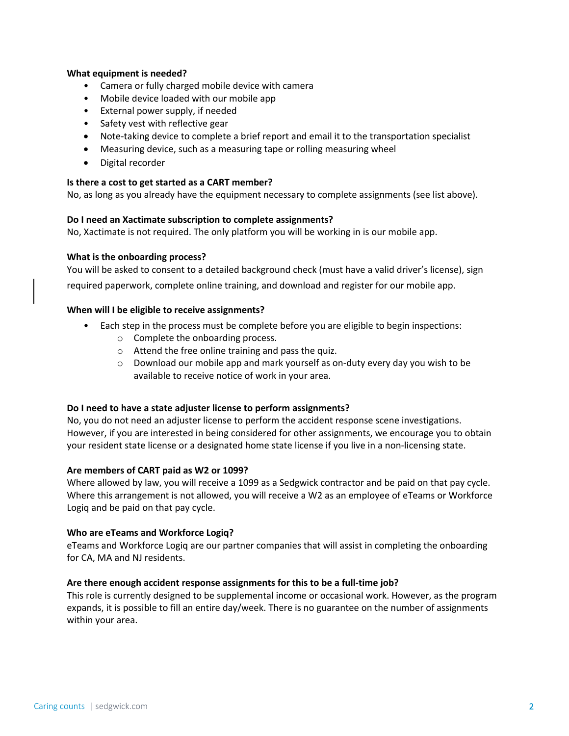**What equipment is needed?**

- Camera or fully charged mobile device with camera
- Mobile device loaded with our mobile app
- External power supply, if needed
- Safety vest with reflective gear
- Note-taking device to complete a brief report and email it to the transportation specialist
- Measuring device, such as a measuring tape or rolling measuring wheel
- Digital recorder

**Is there a cost to get started as a CART member?**

No, as long as you already have the equipment necessary to complete assignments (see list above).

**Do I need an Xactimate subscription to complete assignments?**

No, Xactimate is not required. The only platform you will be working in is our mobile app.

**What is the onboarding process?**

You will be asked to consent to a detailed background check (must have a valid driver's license), sign required paperwork, complete online training, and download and register for our mobile app.

**When will I be eligible to receive assignments?**

- Each step in the process must be complete before you are eligible to begin inspections:
  - Complete the onboarding process.
  - Attend the free online training and pass the quiz.
  - Download our mobile app and mark yourself as on-duty every day you wish to be available to receive notice of work in your area.

**Do I need to have a state adjuster license to perform assignments?**

No, you do not need an adjuster license to perform the accident response scene investigations. However, if you are interested in being considered for other assignments, we encourage you to obtain your resident state license or a designated home state license if you live in a non-licensing state.

**Are members of CART paid as W2 or 1099?**

Where allowed by law, you will receive a 1099 as a Sedgwick contractor and be paid on that pay cycle. Where this arrangement is not allowed, you will receive a W2 as an employee of eTeams or Workforce Logiq and be paid on that pay cycle.

**Who are eTeams and Workforce Logiq?**

eTeams and Workforce Logiq are our partner companies that will assist in completing the onboarding for CA, MA and NJ residents.

**Are there enough accident response assignments for this to be a full-time job?**

This role is currently designed to be supplemental income or occasional work. However, as the program expands, it is possible to fill an entire day/week. There is no guarantee on the number of assignments within your area.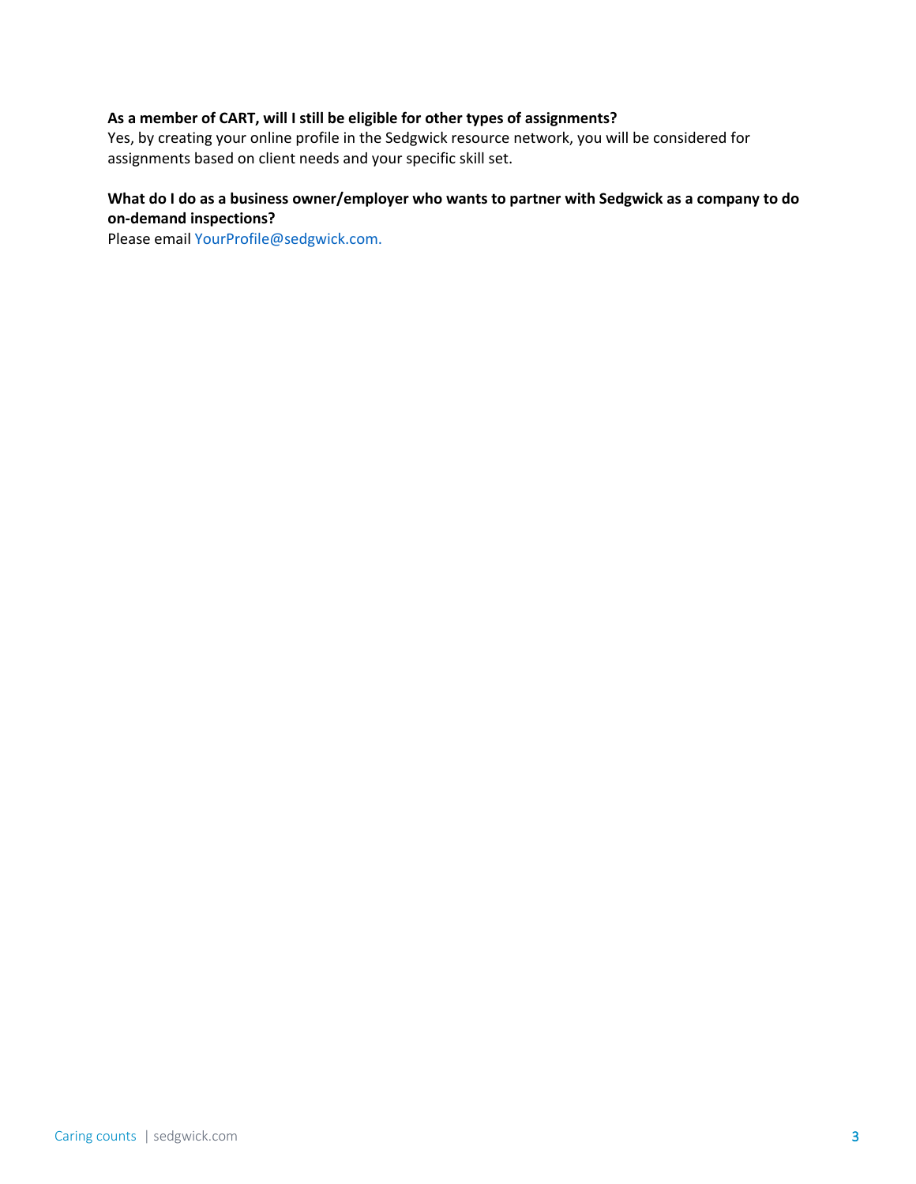**As a member of CART, will I still be eligible for other types of assignments?**
Yes, by creating your online profile in the Sedgwick resource network, you will be considered for assignments based on client needs and your specific skill set.

**What do I do as a business owner/employer who wants to partner with Sedgwick as a company to do on-demand inspections?**
Please email YourProfile@sedgwick.com.